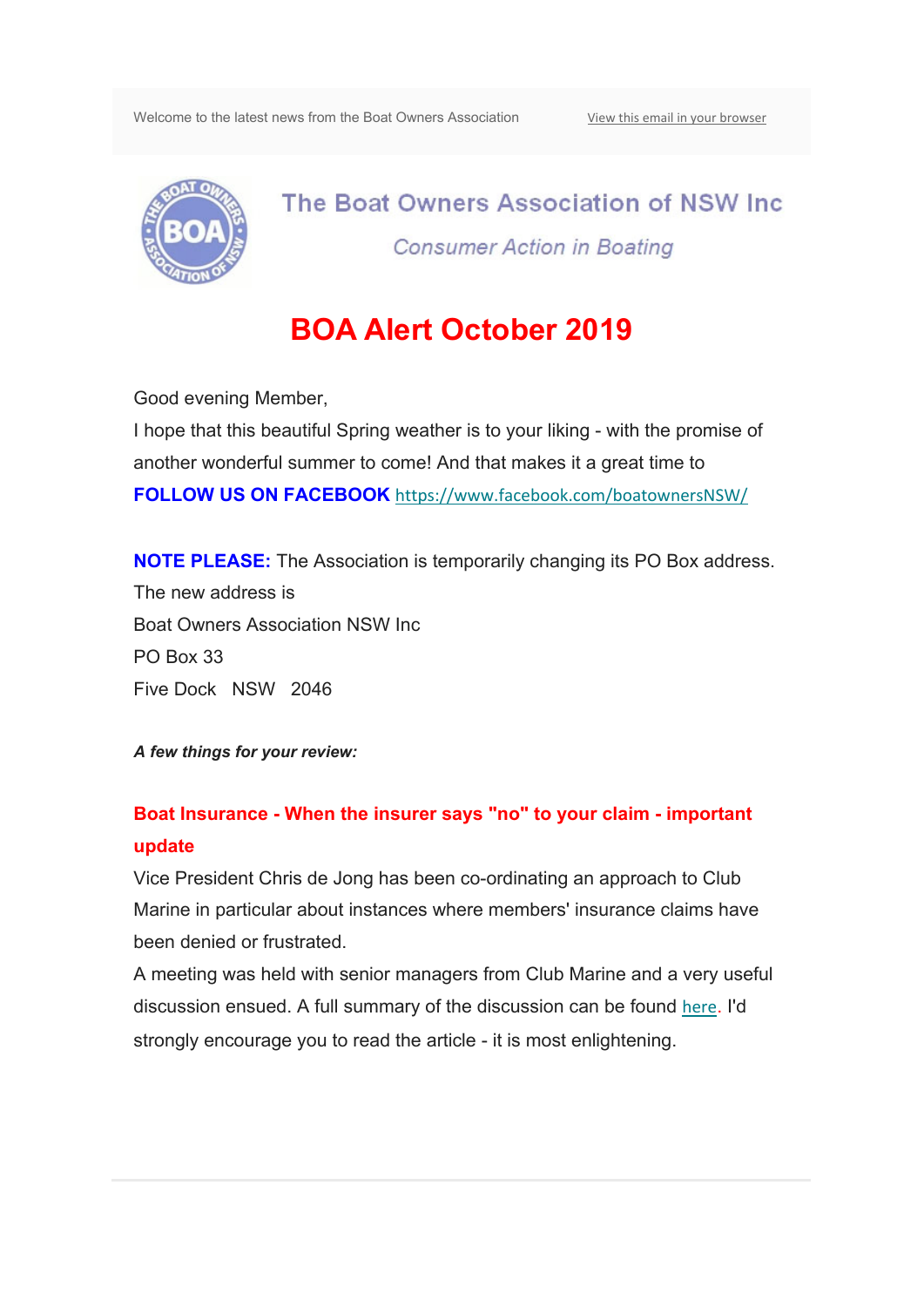Welcome to the latest news from the Boat Owners Association

View this email in your browser

The Boat Owners Association of NSW Inc

*Consumer Action in Boating*

# BOA Alert October 2019

Good evening Member,

I hope that this beautiful Spring weather is to your liking - with the promise of another wonderful summer to come! And that makes it a great time to **FOLLOW US ON FACEBOOK** https://www.facebook.com/boatownersNSW/

**NOTE PLEASE:** The Association is temporarily changing its PO Box address. The new address is
Boat Owners Association NSW Inc
PO Box 33
Five Dock NSW 2046

***A few things for your review:***

### Boat Insurance - When the insurer says "no" to your claim - important update

Vice President Chris de Jong has been co-ordinating an approach to Club Marine in particular about instances where members' insurance claims have been denied or frustrated.

A meeting was held with senior managers from Club Marine and a very useful discussion ensued. A full summary of the discussion can be found here. I'd strongly encourage you to read the article - it is most enlightening.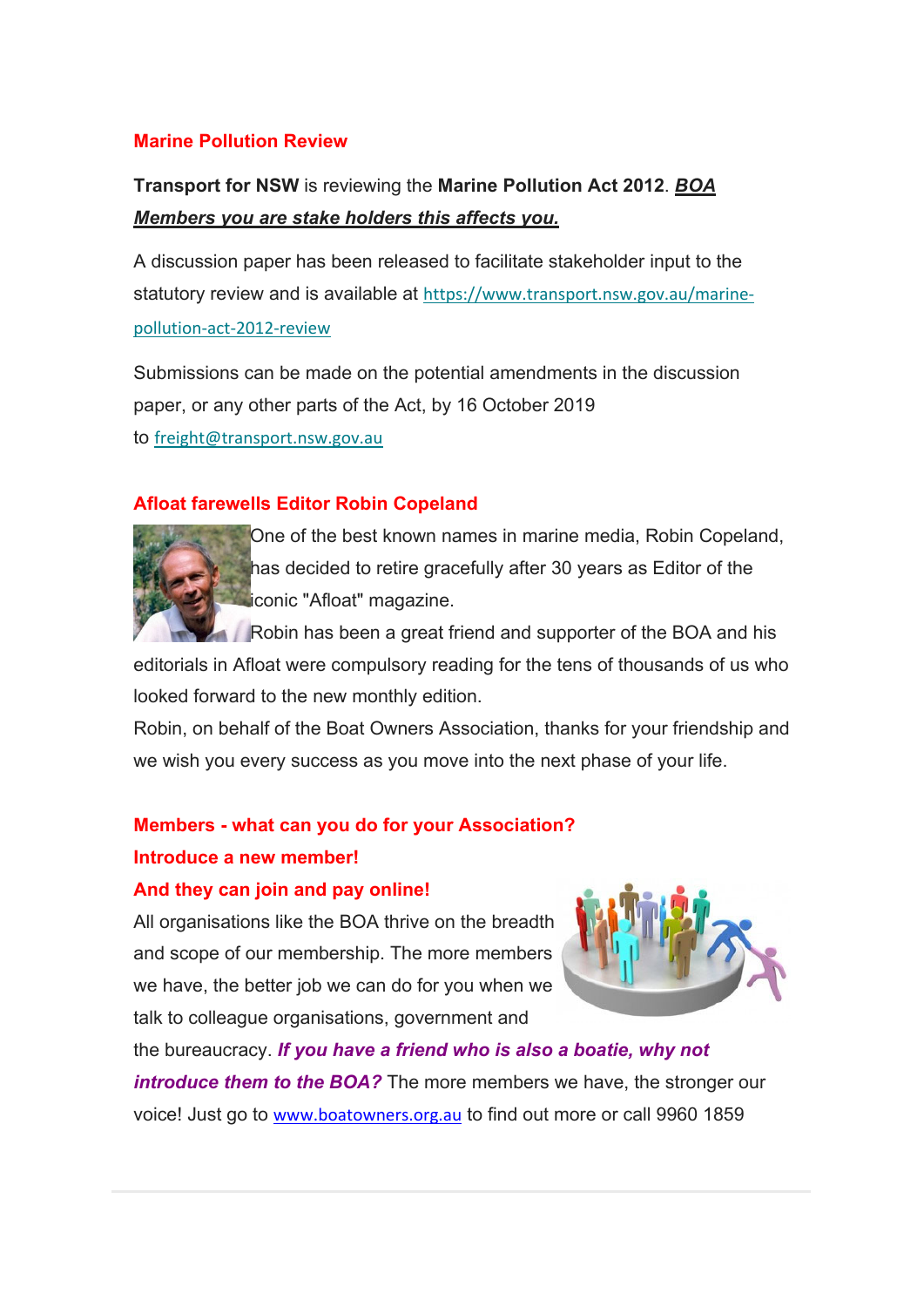## Marine Pollution Review

**Transport for NSW** is reviewing the **Marine Pollution Act 2012**. ***BOA Members you are stake holders this affects you.***

A discussion paper has been released to facilitate stakeholder input to the statutory review and is available at https://www.transport.nsw.gov.au/marine-pollution-act-2012-review

Submissions can be made on the potential amendments in the discussion paper, or any other parts of the Act, by 16 October 2019 to freight@transport.nsw.gov.au

## Afloat farewells Editor Robin Copeland

One of the best known names in marine media, Robin Copeland, has decided to retire gracefully after 30 years as Editor of the iconic "Afloat" magazine.

Robin has been a great friend and supporter of the BOA and his editorials in Afloat were compulsory reading for the tens of thousands of us who looked forward to the new monthly edition.

Robin, on behalf of the Boat Owners Association, thanks for your friendship and we wish you every success as you move into the next phase of your life.

## Members - what can you do for your Association?

## Introduce a new member!

## And they can join and pay online!

All organisations like the BOA thrive on the breadth and scope of our membership. The more members we have, the better job we can do for you when we talk to colleague organisations, government and the bureaucracy. ***If you have a friend who is also a boatie, why not introduce them to the BOA?*** The more members we have, the stronger our voice! Just go to www.boatowners.org.au to find out more or call 9960 1859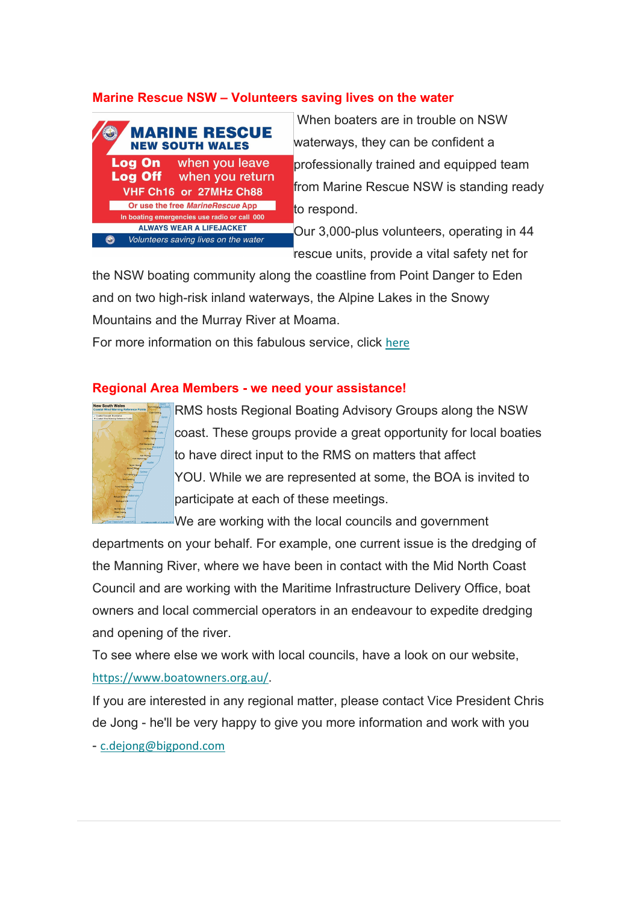## Marine Rescue NSW – Volunteers saving lives on the water

When boaters are in trouble on NSW waterways, they can be confident a professionally trained and equipped team from Marine Rescue NSW is standing ready to respond.

Our 3,000-plus volunteers, operating in 44 rescue units, provide a vital safety net for the NSW boating community along the coastline from Point Danger to Eden and on two high-risk inland waterways, the Alpine Lakes in the Snowy Mountains and the Murray River at Moama.

For more information on this fabulous service, click here

## Regional Area Members - we need your assistance!

RMS hosts Regional Boating Advisory Groups along the NSW coast. These groups provide a great opportunity for local boaties to have direct input to the RMS on matters that affect YOU. While we are represented at some, the BOA is invited to participate at each of these meetings.

We are working with the local councils and government departments on your behalf. For example, one current issue is the dredging of the Manning River, where we have been in contact with the Mid North Coast Council and are working with the Maritime Infrastructure Delivery Office, boat owners and local commercial operators in an endeavour to expedite dredging and opening of the river.

To see where else we work with local councils, have a look on our website, https://www.boatowners.org.au/.

If you are interested in any regional matter, please contact Vice President Chris de Jong - he'll be very happy to give you more information and work with you - c.dejong@bigpond.com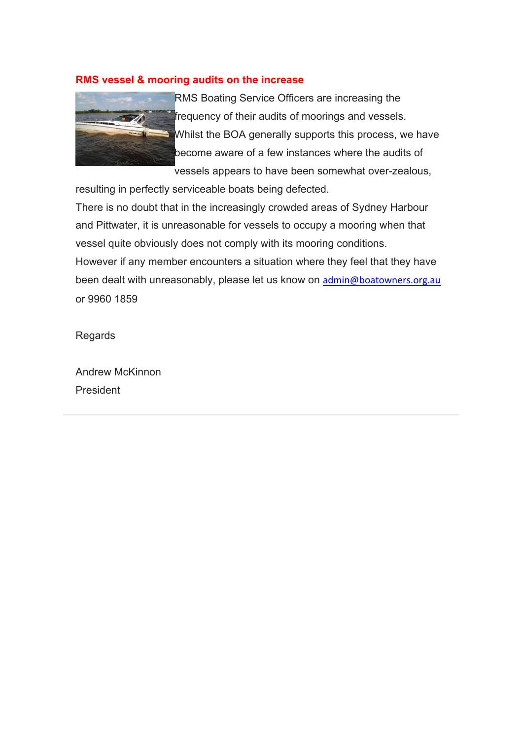## RMS vessel & mooring audits on the increase

RMS Boating Service Officers are increasing the frequency of their audits of moorings and vessels. Whilst the BOA generally supports this process, we have become aware of a few instances where the audits of vessels appears to have been somewhat over-zealous, resulting in perfectly serviceable boats being defected.

There is no doubt that in the increasingly crowded areas of Sydney Harbour and Pittwater, it is unreasonable for vessels to occupy a mooring when that vessel quite obviously does not comply with its mooring conditions.

However if any member encounters a situation where they feel that they have been dealt with unreasonably, please let us know on admin@boatowners.org.au or 9960 1859

Regards

Andrew McKinnon
President